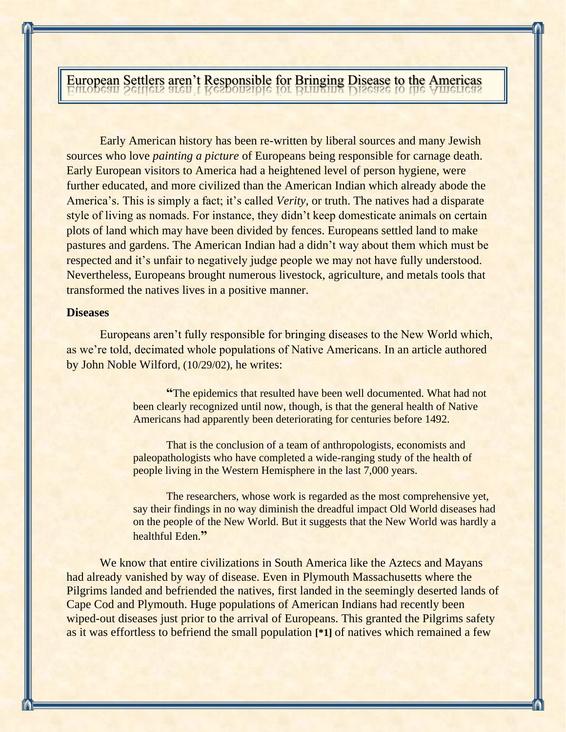# European Settlers aren't Responsible for Bringing Disease to the Americas

Early American history has been re-written by liberal sources and many Jewish sources who love *painting a picture* of Europeans being responsible for carnage death. Early European visitors to America had a heightened level of person hygiene, were further educated, and more civilized than the American Indian which already abode the America's. This is simply a fact; it's called *Verity*, or truth. The natives had a disparate style of living as nomads. For instance, they didn't keep domesticate animals on certain plots of land which may have been divided by fences. Europeans settled land to make pastures and gardens. The American Indian had a didn't way about them which must be respected and it's unfair to negatively judge people we may not have fully understood. Nevertheless, Europeans brought numerous livestock, agriculture, and metals tools that transformed the natives lives in a positive manner.

**Diseases**

Europeans aren't fully responsible for bringing diseases to the New World which, as we're told, decimated whole populations of Native Americans. In an article authored by John Noble Wilford, (10/29/02), he writes:

> "The epidemics that resulted have been well documented. What had not been clearly recognized until now, though, is that the general health of Native Americans had apparently been deteriorating for centuries before 1492.
>
> That is the conclusion of a team of anthropologists, economists and paleopathologists who have completed a wide-ranging study of the health of people living in the Western Hemisphere in the last 7,000 years.
>
> The researchers, whose work is regarded as the most comprehensive yet, say their findings in no way diminish the dreadful impact Old World diseases had on the people of the New World. But it suggests that the New World was hardly a healthful Eden."

We know that entire civilizations in South America like the Aztecs and Mayans had already vanished by way of disease. Even in Plymouth Massachusetts where the Pilgrims landed and befriended the natives, first landed in the seemingly deserted lands of Cape Cod and Plymouth. Huge populations of American Indians had recently been wiped-out diseases just prior to the arrival of Europeans. This granted the Pilgrims safety as it was effortless to befriend the small population **[*1]** of natives which remained a few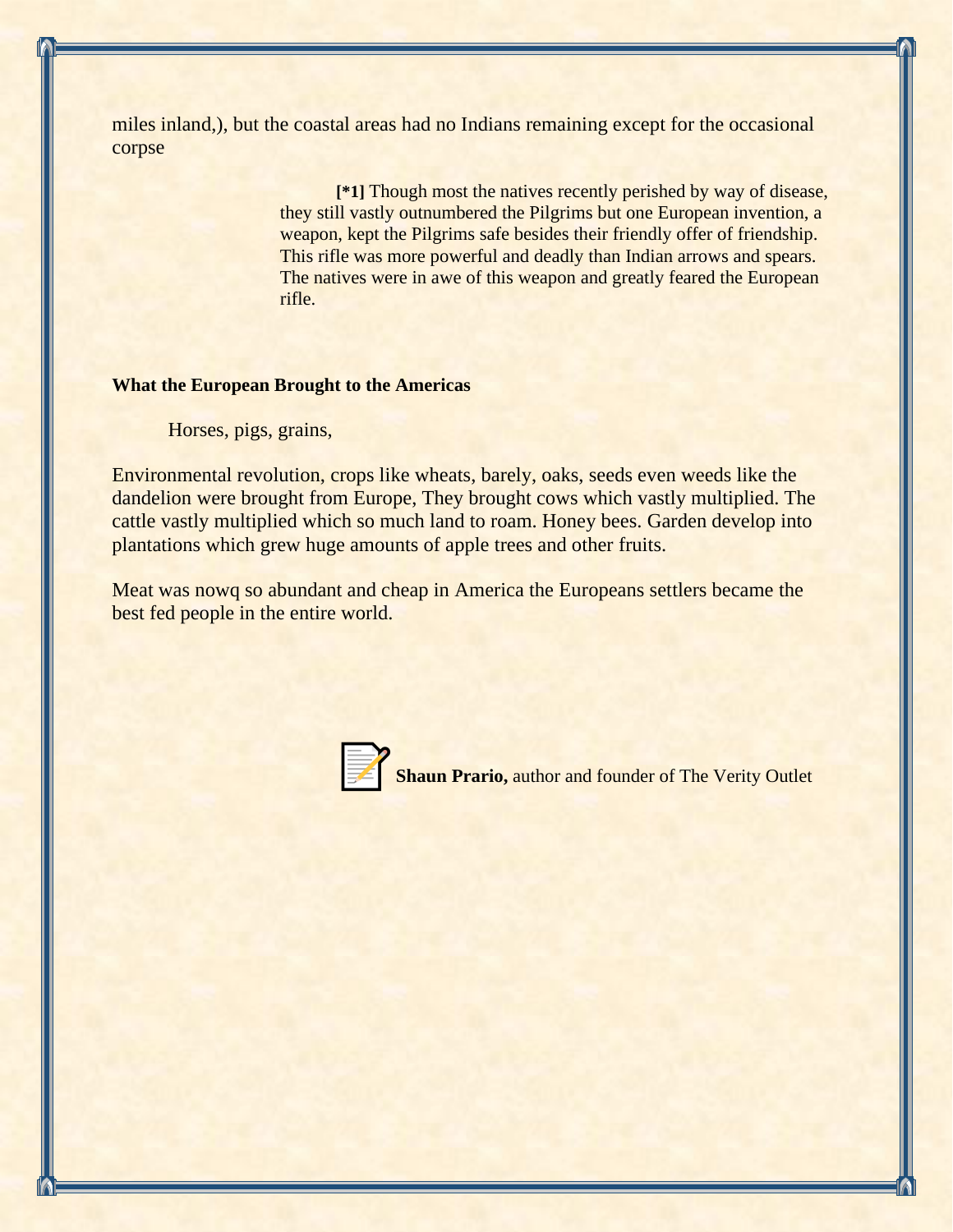miles inland,), but the coastal areas had no Indians remaining except for the occasional corpse

> **[*1]** Though most the natives recently perished by way of disease, they still vastly outnumbered the Pilgrims but one European invention, a weapon, kept the Pilgrims safe besides their friendly offer of friendship. This rifle was more powerful and deadly than Indian arrows and spears. The natives were in awe of this weapon and greatly feared the European rifle.

**What the European Brought to the Americas**

Horses, pigs, grains,

Environmental revolution, crops like wheats, barely, oaks, seeds even weeds like the dandelion were brought from Europe, They brought cows which vastly multiplied. The cattle vastly multiplied which so much land to roam. Honey bees. Garden develop into plantations which grew huge amounts of apple trees and other fruits.

Meat was nowq so abundant and cheap in America the Europeans settlers became the best fed people in the entire world.

**Shaun Prario,** author and founder of The Verity Outlet